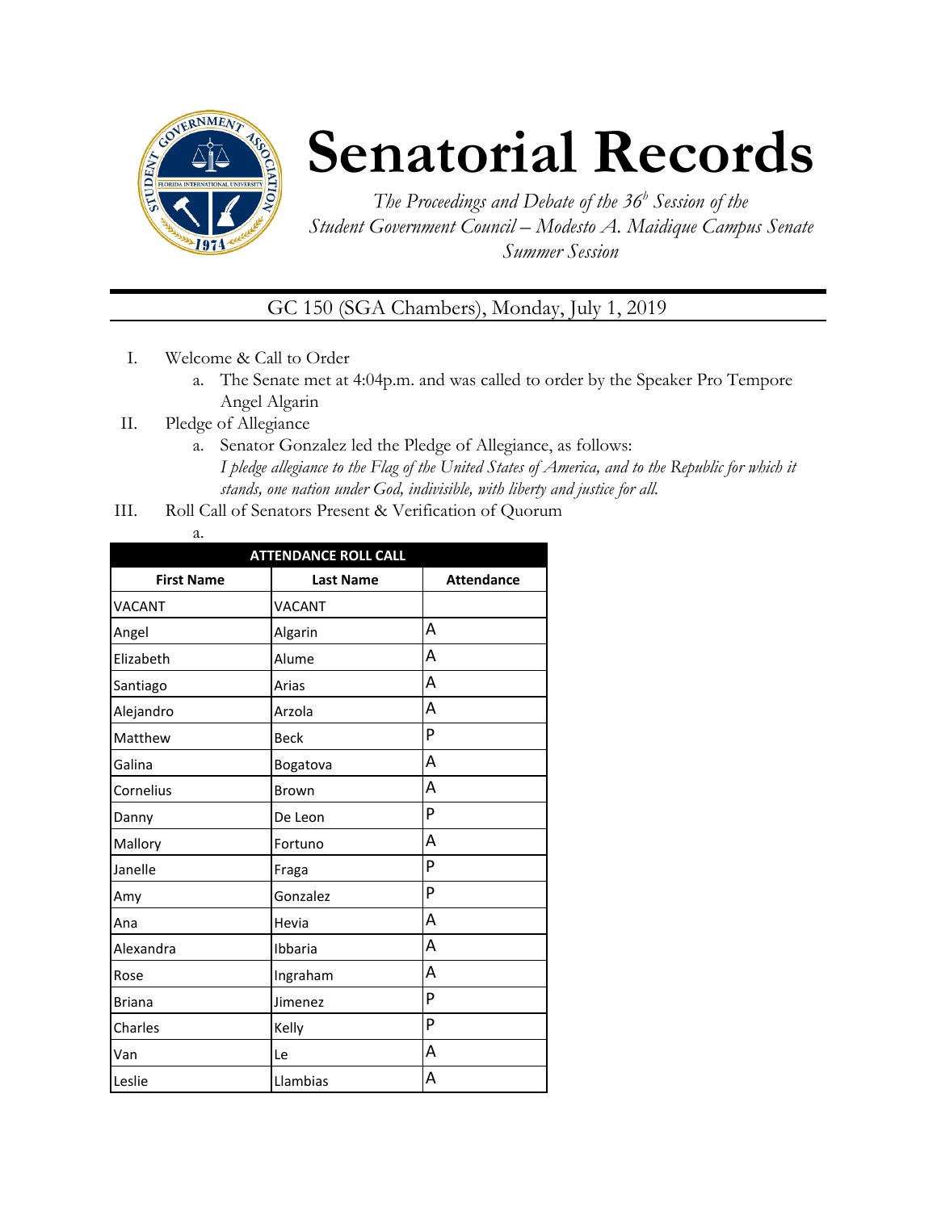# Senatorial Records

*The Proceedings and Debate of the 36^b Session of the Student Government Council – Modesto A. Maidique Campus Senate Summer Session*

GC 150 (SGA Chambers), Monday, July 1, 2019

I. Welcome & Call to Order
   a. The Senate met at 4:04p.m. and was called to order by the Speaker Pro Tempore Angel Algarin

II. Pledge of Allegiance
   a. Senator Gonzalez led the Pledge of Allegiance, as follows:
   *I pledge allegiance to the Flag of the United States of America, and to the Republic for which it stands, one nation under God, indivisible, with liberty and justice for all.*

III. Roll Call of Senators Present & Verification of Quorum
   a.

| ATTENDANCE ROLL CALL | | |
|---|---|---|
| **First Name** | **Last Name** | **Attendance** |
| VACANT | VACANT | |
| Angel | Algarin | A |
| Elizabeth | Alume | A |
| Santiago | Arias | A |
| Alejandro | Arzola | A |
| Matthew | Beck | P |
| Galina | Bogatova | A |
| Cornelius | Brown | A |
| Danny | De Leon | P |
| Mallory | Fortuno | A |
| Janelle | Fraga | P |
| Amy | Gonzalez | P |
| Ana | Hevia | A |
| Alexandra | Ibbaria | A |
| Rose | Ingraham | A |
| Briana | Jimenez | P |
| Charles | Kelly | P |
| Van | Le | A |
| Leslie | Llambias | A |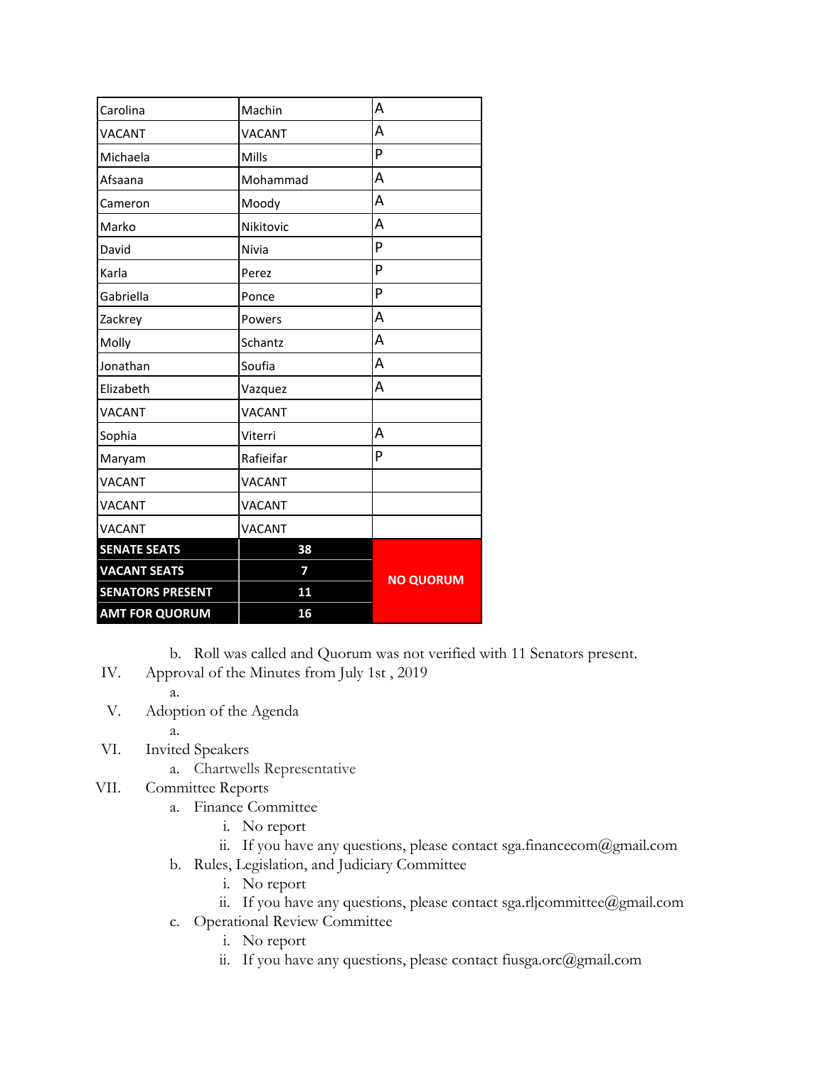| | | |
|---|---|---|
| Carolina | Machin | A |
| VACANT | VACANT | A |
| Michaela | Mills | P |
| Afsaana | Mohammad | A |
| Cameron | Moody | A |
| Marko | Nikitovic | A |
| David | Nivia | P |
| Karla | Perez | P |
| Gabriella | Ponce | P |
| Zackrey | Powers | A |
| Molly | Schantz | A |
| Jonathan | Soufia | A |
| Elizabeth | Vazquez | A |
| VACANT | VACANT | |
| Sophia | Viterri | A |
| Maryam | Rafieifar | P |
| VACANT | VACANT | |
| VACANT | VACANT | |
| VACANT | VACANT | |
| **SENATE SEATS** | **38** | **NO QUORUM** |
| **VACANT SEATS** | **7** | |
| **SENATORS PRESENT** | **11** | |
| **AMT FOR QUORUM** | **16** | |

   b. Roll was called and Quorum was not verified with 11 Senators present.

IV. Approval of the Minutes from July 1st , 2019
   a.

V. Adoption of the Agenda
   a.

VI. Invited Speakers
   a. Chartwells Representative

VII. Committee Reports
   a. Finance Committee
      i. No report
      ii. If you have any questions, please contact sga.financecom@gmail.com
   b. Rules, Legislation, and Judiciary Committee
      i. No report
      ii. If you have any questions, please contact sga.rljcommittee@gmail.com
   c. Operational Review Committee
      i. No report
      ii. If you have any questions, please contact fiusga.orc@gmail.com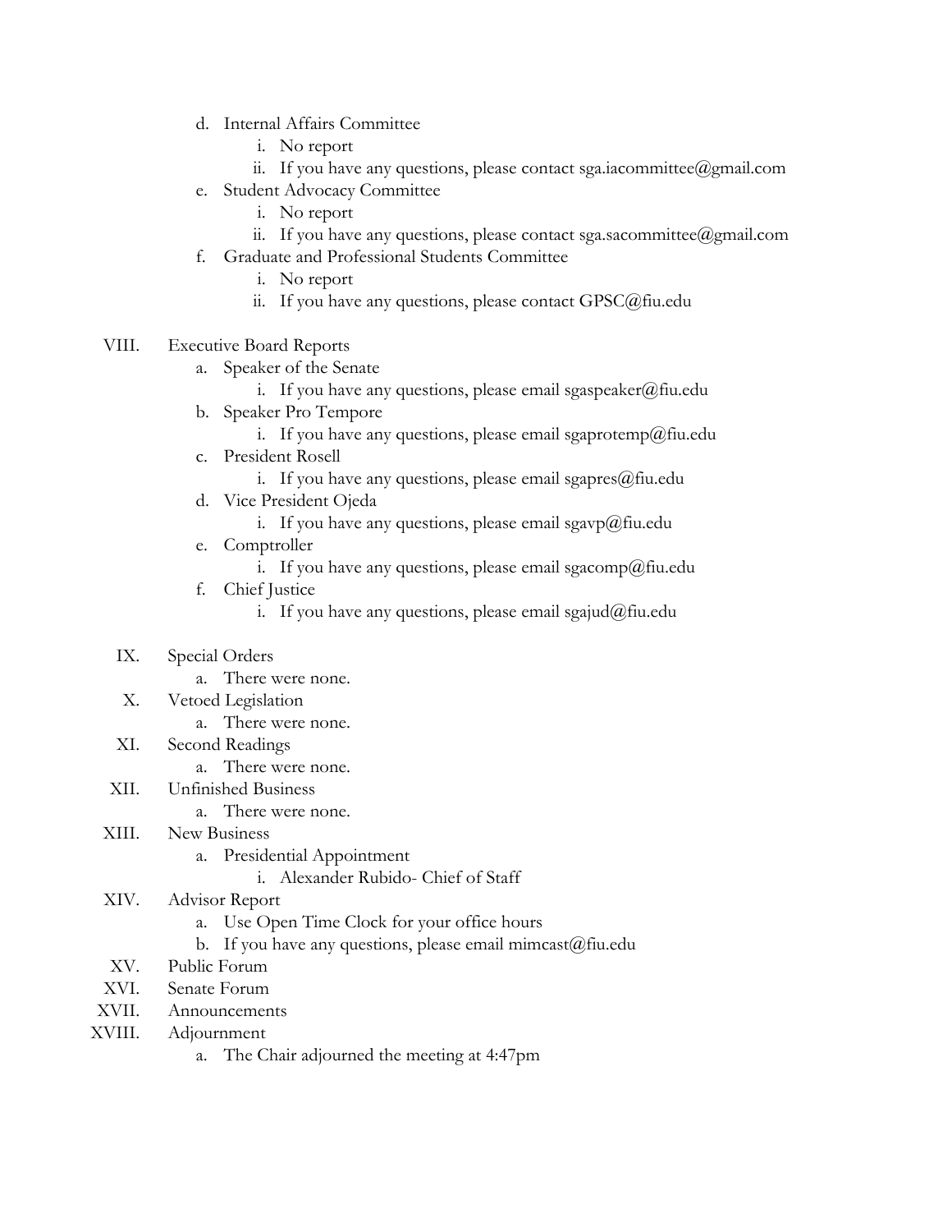d. Internal Affairs Committee
    i. No report
    ii. If you have any questions, please contact sga.iacommittee@gmail.com
e. Student Advocacy Committee
    i. No report
    ii. If you have any questions, please contact sga.sacommittee@gmail.com
f. Graduate and Professional Students Committee
    i. No report
    ii. If you have any questions, please contact GPSC@fiu.edu

VIII. Executive Board Reports
    a. Speaker of the Senate
        i. If you have any questions, please email sgaspeaker@fiu.edu
    b. Speaker Pro Tempore
        i. If you have any questions, please email sgaprotemp@fiu.edu
    c. President Rosell
        i. If you have any questions, please email sgapres@fiu.edu
    d. Vice President Ojeda
        i. If you have any questions, please email sgavp@fiu.edu
    e. Comptroller
        i. If you have any questions, please email sgacomp@fiu.edu
    f. Chief Justice
        i. If you have any questions, please email sgajud@fiu.edu

IX. Special Orders
    a. There were none.

X. Vetoed Legislation
    a. There were none.

XI. Second Readings
    a. There were none.

XII. Unfinished Business
    a. There were none.

XIII. New Business
    a. Presidential Appointment
        i. Alexander Rubido- Chief of Staff

XIV. Advisor Report
    a. Use Open Time Clock for your office hours
    b. If you have any questions, please email mimcast@fiu.edu

XV. Public Forum

XVI. Senate Forum

XVII. Announcements

XVIII. Adjournment
    a. The Chair adjourned the meeting at 4:47pm